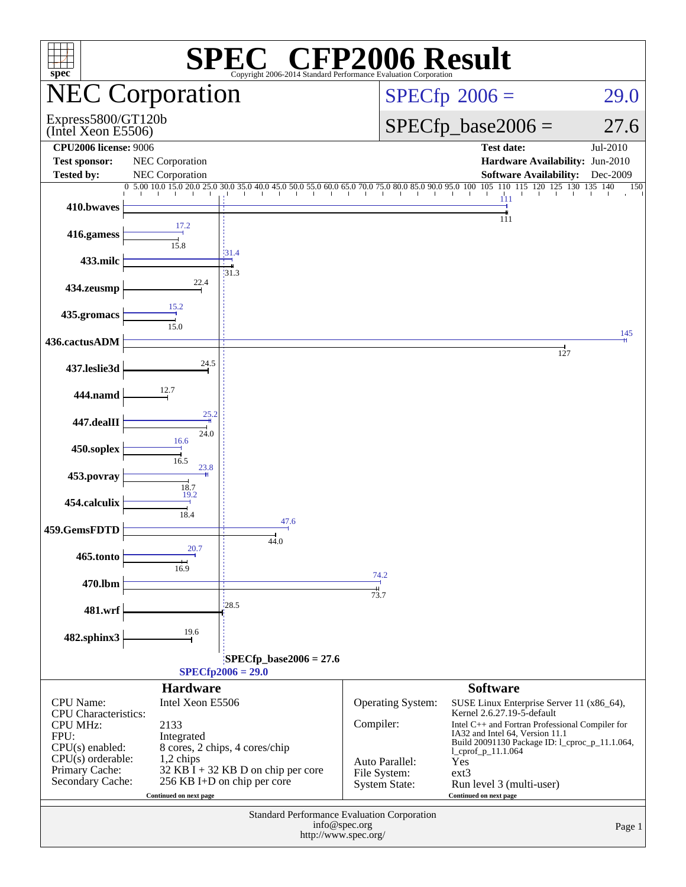# SPEC CFP2006 Result

Copyright 2006-2014 Standard Performance Evaluation Corporation

## NEC Corporation

Express5800/GT120b
(Intel Xeon E5506)

SPECfp 2006 = 29.0

SPECfp_base2006 = 27.6

| | | | |
|---|---|---|---|
| **CPU2006 license:** 9006 | | **Test date:** | Jul-2010 |
| **Test sponsor:** | NEC Corporation | **Hardware Availability:** | Jun-2010 |
| **Tested by:** | NEC Corporation | **Software Availability:** | Dec-2009 |

| Benchmark | Peak | Base |
|---|---|---|
| 410.bwaves | 111 | 111 |
| 416.gamess | 17.2 | 15.8 |
| 433.milc | 31.4 | 31.3 |
| 434.zeusmp | | 22.4 |
| 435.gromacs | 15.2 | 15.0 |
| 436.cactusADM | 145 | 127 |
| 437.leslie3d | | 24.5 |
| 444.namd | | 12.7 |
| 447.dealII | 25.2 | 24.0 |
| 450.soplex | 16.6 | 16.5 |
| 453.povray | 23.8 | 18.7 |
| 454.calculix | 19.2 | 18.4 |
| 459.GemsFDTD | 47.6 | 44.0 |
| 465.tonto | 20.7 | 16.9 |
| 470.lbm | 74.2 | 73.7 |
| 481.wrf | | 28.5 |
| 482.sphinx3 | | 19.6 |

SPECfp_base2006 = 27.6

SPECfp2006 = 29.0

### Hardware

| | |
|---|---|
| CPU Name: | Intel Xeon E5506 |
| CPU Characteristics: | |
| CPU MHz: | 2133 |
| FPU: | Integrated |
| CPU(s) enabled: | 8 cores, 2 chips, 4 cores/chip |
| CPU(s) orderable: | 1,2 chips |
| Primary Cache: | 32 KB I + 32 KB D on chip per core |
| Secondary Cache: | 256 KB I+D on chip per core |

Continued on next page

### Software

| | |
|---|---|
| Operating System: | SUSE Linux Enterprise Server 11 (x86_64), Kernel 2.6.27.19-5-default |
| Compiler: | Intel C++ and Fortran Professional Compiler for IA32 and Intel 64, Version 11.1 Build 20091130 Package ID: l_cproc_p_11.1.064, l_cprof_p_11.1.064 |
| Auto Parallel: | Yes |
| File System: | ext3 |
| System State: | Run level 3 (multi-user) |

Continued on next page

Standard Performance Evaluation Corporation
info@spec.org
http://www.spec.org/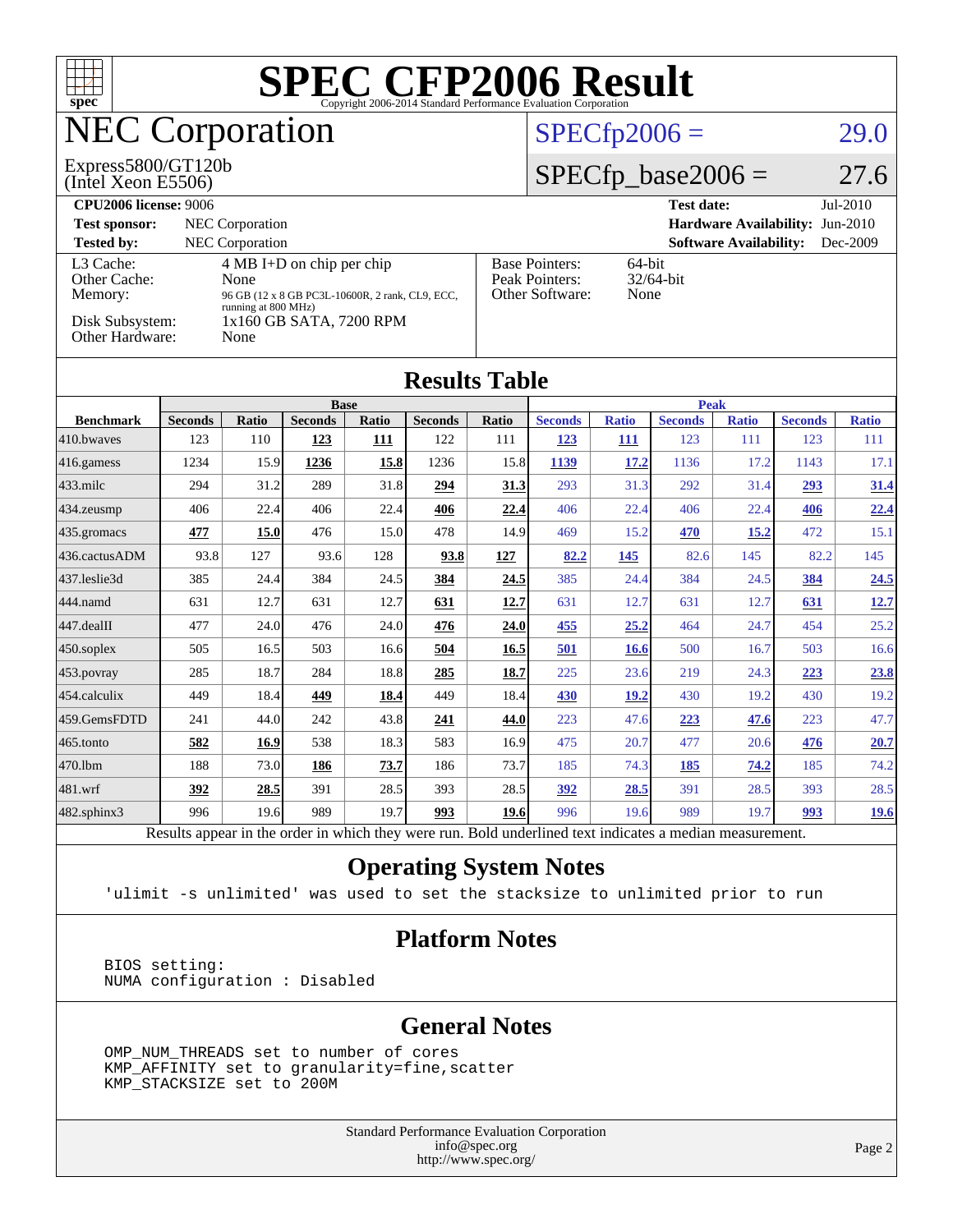# SPEC CFP2006 Result

Copyright 2006-2014 Standard Performance Evaluation Corporation

## NEC Corporation

Express5800/GT120b
(Intel Xeon E5506)

SPECfp2006 = 29.0

SPECfp_base2006 = 27.6

| | | | |
|---|---|---|---|
| **CPU2006 license:** 9006 | | **Test date:** | Jul-2010 |
| **Test sponsor:** | NEC Corporation | **Hardware Availability:** | Jun-2010 |
| **Tested by:** | NEC Corporation | **Software Availability:** | Dec-2009 |

| | |
|---|---|
| L3 Cache: | 4 MB I+D on chip per chip |
| Other Cache: | None |
| Memory: | 96 GB (12 x 8 GB PC3L-10600R, 2 rank, CL9, ECC, running at 800 MHz) |
| Disk Subsystem: | 1x160 GB SATA, 7200 RPM |
| Other Hardware: | None |

| | |
|---|---|
| Base Pointers: | 64-bit |
| Peak Pointers: | 32/64-bit |
| Other Software: | None |

## Results Table

| Benchmark | Base | | | | | | Peak | | | | | |
|---|---|---|---|---|---|---|---|---|---|---|---|---|
| | Seconds | Ratio | Seconds | Ratio | Seconds | Ratio | Seconds | Ratio | Seconds | Ratio | Seconds | Ratio |
| 410.bwaves | 123 | 110 | **123** | **111** | 122 | 111 | **123** | **111** | 123 | 111 | 123 | 111 |
| 416.gamess | 1234 | 15.9 | **1236** | **15.8** | 1236 | 15.8 | **1139** | **17.2** | 1136 | 17.2 | 1143 | 17.1 |
| 433.milc | 294 | 31.2 | 289 | 31.8 | **294** | **31.3** | 293 | 31.3 | 292 | 31.4 | **293** | **31.4** |
| 434.zeusmp | 406 | 22.4 | 406 | 22.4 | **406** | **22.4** | 406 | 22.4 | 406 | 22.4 | **406** | **22.4** |
| 435.gromacs | **477** | **15.0** | 476 | 15.0 | 478 | 14.9 | 469 | 15.2 | **470** | **15.2** | 472 | 15.1 |
| 436.cactusADM | 93.8 | 127 | 93.6 | 128 | **93.8** | **127** | **82.2** | **145** | 82.6 | 145 | 82.2 | 145 |
| 437.leslie3d | 385 | 24.4 | 384 | 24.5 | **384** | **24.5** | 385 | 24.4 | 384 | 24.5 | **384** | **24.5** |
| 444.namd | 631 | 12.7 | 631 | 12.7 | **631** | **12.7** | 631 | 12.7 | 631 | 12.7 | **631** | **12.7** |
| 447.dealII | 477 | 24.0 | 476 | 24.0 | **476** | **24.0** | **455** | **25.2** | 464 | 24.7 | 454 | 25.2 |
| 450.soplex | 505 | 16.5 | 503 | 16.6 | **504** | **16.5** | **501** | **16.6** | 500 | 16.7 | 503 | 16.6 |
| 453.povray | 285 | 18.7 | 284 | 18.8 | **285** | **18.7** | 225 | 23.6 | 219 | 24.3 | **223** | **23.8** |
| 454.calculix | 449 | 18.4 | **449** | **18.4** | 449 | 18.4 | **430** | **19.2** | 430 | 19.2 | 430 | 19.2 |
| 459.GemsFDTD | 241 | 44.0 | 242 | 43.8 | **241** | **44.0** | 223 | 47.6 | **223** | **47.6** | 223 | 47.7 |
| 465.tonto | **582** | **16.9** | 538 | 18.3 | 583 | 16.9 | 475 | 20.7 | 477 | 20.6 | **476** | **20.7** |
| 470.lbm | 188 | 73.0 | **186** | **73.7** | 186 | 73.7 | 185 | 74.3 | **185** | **74.2** | 185 | 74.2 |
| 481.wrf | **392** | **28.5** | 391 | 28.5 | 393 | 28.5 | **392** | **28.5** | 391 | 28.5 | 393 | 28.5 |
| 482.sphinx3 | 996 | 19.6 | 989 | 19.7 | **993** | **19.6** | 996 | 19.6 | 989 | 19.7 | **993** | **19.6** |

Results appear in the order in which they were run. Bold underlined text indicates a median measurement.

## Operating System Notes

```
'ulimit -s unlimited' was used to set the stacksize to unlimited prior to run
```

## Platform Notes

```
BIOS setting:
NUMA configuration : Disabled
```

## General Notes

```
OMP_NUM_THREADS set to number of cores
KMP_AFFINITY set to granularity=fine,scatter
KMP_STACKSIZE set to 200M
```

Standard Performance Evaluation Corporation
info@spec.org
http://www.spec.org/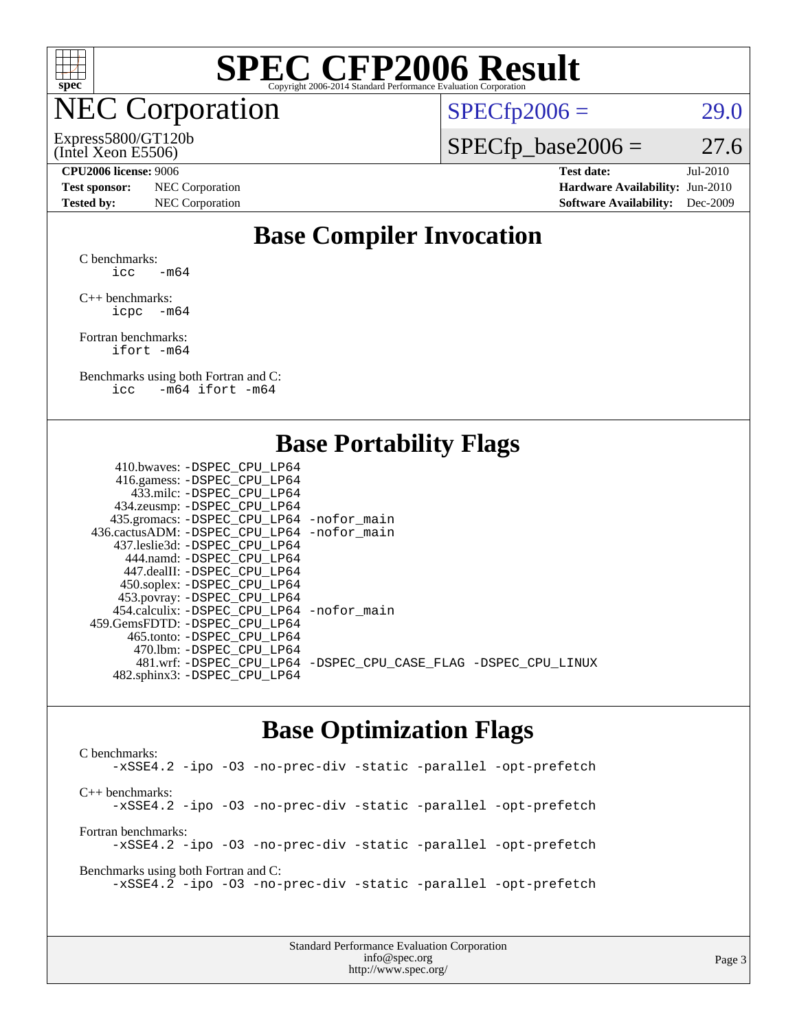# SPEC CFP2006 Result

Copyright 2006-2014 Standard Performance Evaluation Corporation

## NEC Corporation

Express5800/GT120b
(Intel Xeon E5506)

SPECfp2006 = 29.0

SPECfp_base2006 = 27.6

**CPU2006 license:** 9006
**Test sponsor:** NEC Corporation
**Tested by:** NEC Corporation

**Test date:** Jul-2010
**Hardware Availability:** Jun-2010
**Software Availability:** Dec-2009

## Base Compiler Invocation

C benchmarks:
```
icc   -m64
```

C++ benchmarks:
```
icpc  -m64
```

Fortran benchmarks:
```
ifort -m64
```

Benchmarks using both Fortran and C:
```
icc   -m64 ifort -m64
```

## Base Portability Flags

```
   410.bwaves: -DSPEC_CPU_LP64
   416.gamess: -DSPEC_CPU_LP64
     433.milc: -DSPEC_CPU_LP64
   434.zeusmp: -DSPEC_CPU_LP64
  435.gromacs: -DSPEC_CPU_LP64 -nofor_main
436.cactusADM: -DSPEC_CPU_LP64 -nofor_main
  437.leslie3d: -DSPEC_CPU_LP64
     444.namd: -DSPEC_CPU_LP64
   447.dealII: -DSPEC_CPU_LP64
   450.soplex: -DSPEC_CPU_LP64
   453.povray: -DSPEC_CPU_LP64
 454.calculix: -DSPEC_CPU_LP64 -nofor_main
459.GemsFDTD: -DSPEC_CPU_LP64
    465.tonto: -DSPEC_CPU_LP64
      470.lbm: -DSPEC_CPU_LP64
      481.wrf: -DSPEC_CPU_LP64 -DSPEC_CPU_CASE_FLAG -DSPEC_CPU_LINUX
  482.sphinx3: -DSPEC_CPU_LP64
```

## Base Optimization Flags

C benchmarks:
```
-xSSE4.2 -ipo -O3 -no-prec-div -static -parallel -opt-prefetch
```

C++ benchmarks:
```
-xSSE4.2 -ipo -O3 -no-prec-div -static -parallel -opt-prefetch
```

Fortran benchmarks:
```
-xSSE4.2 -ipo -O3 -no-prec-div -static -parallel -opt-prefetch
```

Benchmarks using both Fortran and C:
```
-xSSE4.2 -ipo -O3 -no-prec-div -static -parallel -opt-prefetch
```

Standard Performance Evaluation Corporation
info@spec.org
http://www.spec.org/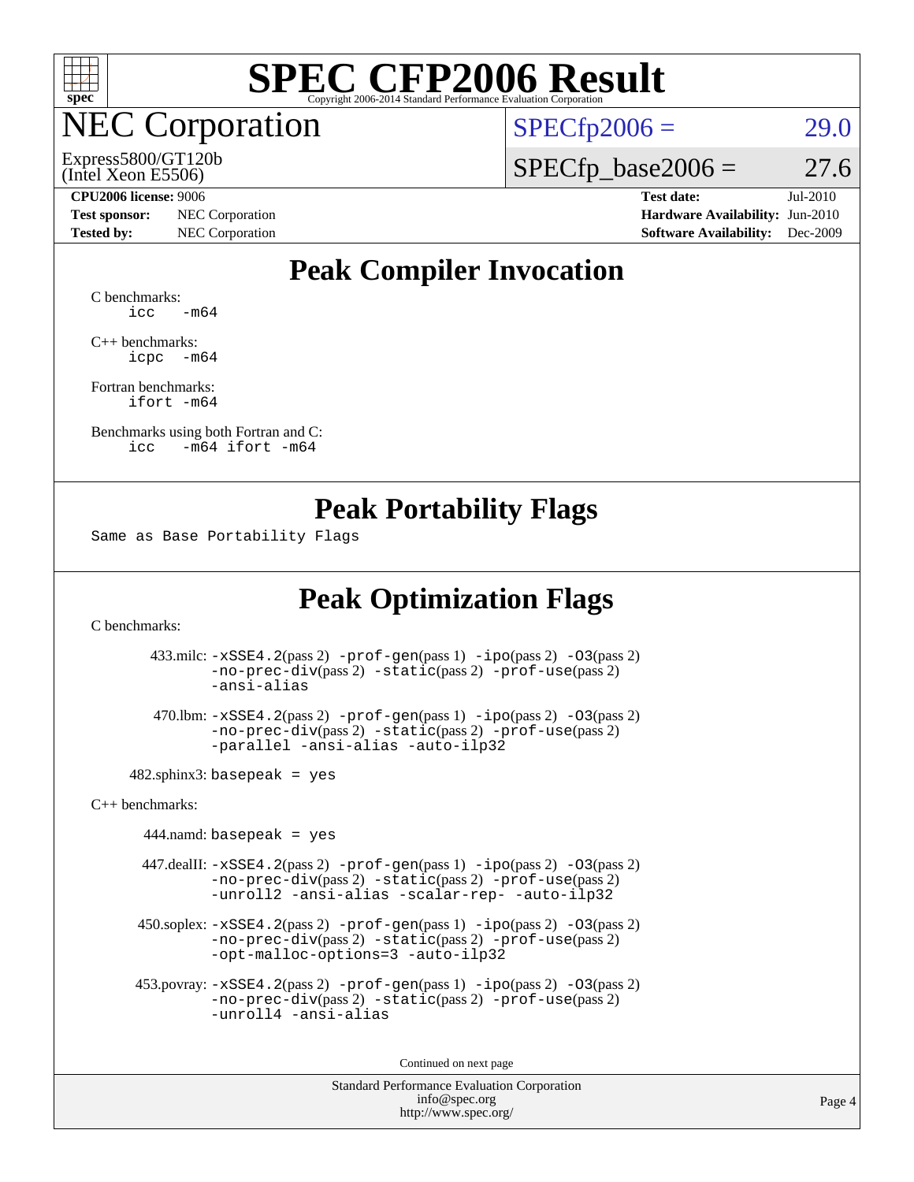# SPEC CFP2006 Result

Copyright 2006-2014 Standard Performance Evaluation Corporation

## NEC Corporation

Express5800/GT120b
(Intel Xeon E5506)

SPECfp2006 = 29.0

SPECfp_base2006 = 27.6

**CPU2006 license:** 9006
**Test sponsor:** NEC Corporation
**Tested by:** NEC Corporation

**Test date:** Jul-2010
**Hardware Availability:** Jun-2010
**Software Availability:** Dec-2009

## Peak Compiler Invocation

C benchmarks:
```
icc   -m64
```

C++ benchmarks:
```
icpc  -m64
```

Fortran benchmarks:
```
ifort -m64
```

Benchmarks using both Fortran and C:
```
icc   -m64 ifort -m64
```

## Peak Portability Flags

Same as Base Portability Flags

## Peak Optimization Flags

C benchmarks:

433.milc: -xSSE4.2(pass 2) -prof-gen(pass 1) -ipo(pass 2) -O3(pass 2) -no-prec-div(pass 2) -static(pass 2) -prof-use(pass 2) -ansi-alias

470.lbm: -xSSE4.2(pass 2) -prof-gen(pass 1) -ipo(pass 2) -O3(pass 2) -no-prec-div(pass 2) -static(pass 2) -prof-use(pass 2) -parallel -ansi-alias -auto-ilp32

482.sphinx3: basepeak = yes

C++ benchmarks:

444.namd: basepeak = yes

447.dealII: -xSSE4.2(pass 2) -prof-gen(pass 1) -ipo(pass 2) -O3(pass 2) -no-prec-div(pass 2) -static(pass 2) -prof-use(pass 2) -unroll2 -ansi-alias -scalar-rep- -auto-ilp32

450.soplex: -xSSE4.2(pass 2) -prof-gen(pass 1) -ipo(pass 2) -O3(pass 2) -no-prec-div(pass 2) -static(pass 2) -prof-use(pass 2) -opt-malloc-options=3 -auto-ilp32

453.povray: -xSSE4.2(pass 2) -prof-gen(pass 1) -ipo(pass 2) -O3(pass 2) -no-prec-div(pass 2) -static(pass 2) -prof-use(pass 2) -unroll4 -ansi-alias

Continued on next page

Standard Performance Evaluation Corporation
info@spec.org
http://www.spec.org/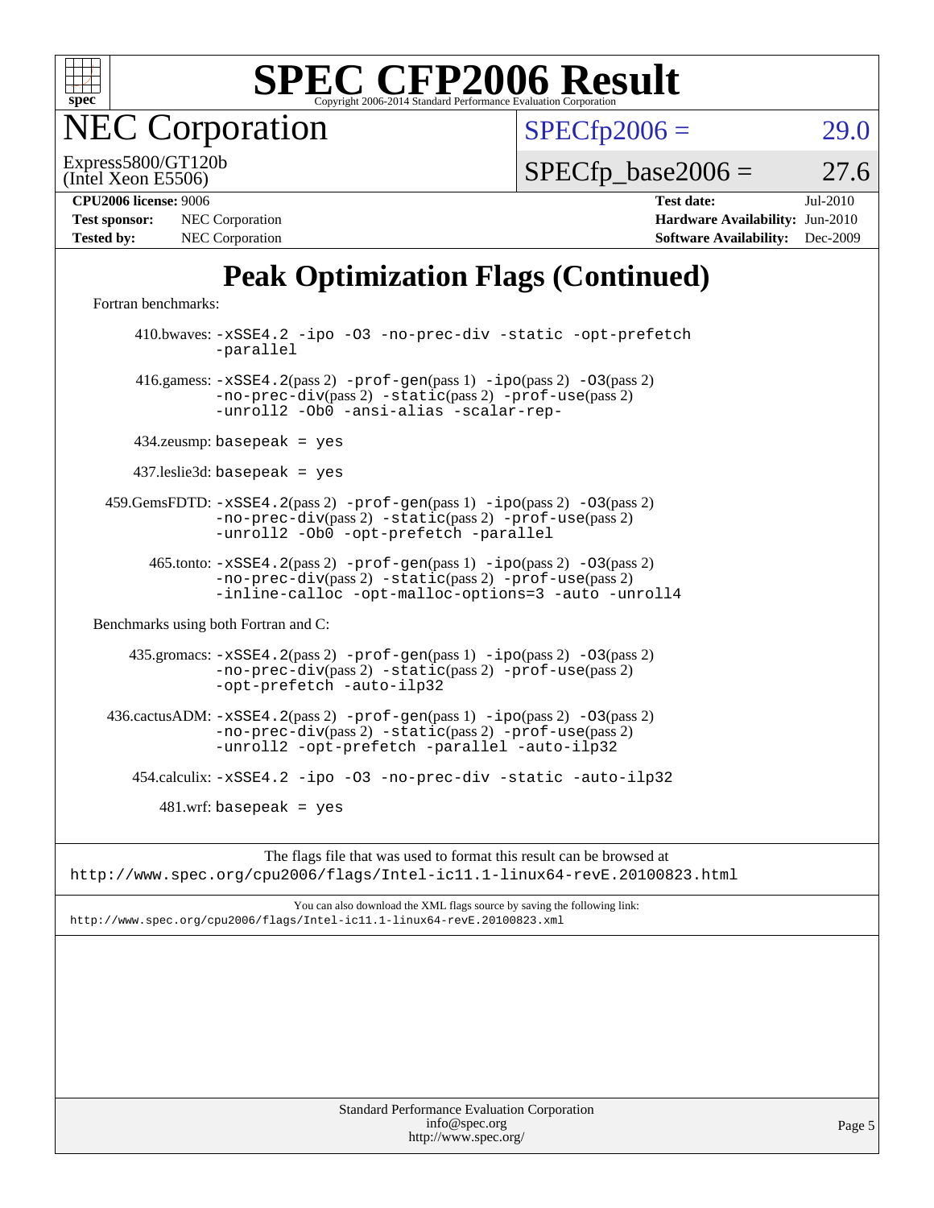# SPEC CFP2006 Result

Copyright 2006-2014 Standard Performance Evaluation Corporation

## NEC Corporation

Express5800/GT120b
(Intel Xeon E5506)

SPECfp2006 = 29.0

SPECfp_base2006 = 27.6

**CPU2006 license:** 9006
**Test sponsor:** NEC Corporation
**Tested by:** NEC Corporation

**Test date:** Jul-2010
**Hardware Availability:** Jun-2010
**Software Availability:** Dec-2009

## Peak Optimization Flags (Continued)

Fortran benchmarks:

410.bwaves: `-xSSE4.2 -ipo -O3 -no-prec-div -static -opt-prefetch -parallel`

416.gamess: `-xSSE4.2`(pass 2) `-prof-gen`(pass 1) `-ipo`(pass 2) `-O3`(pass 2) `-no-prec-div`(pass 2) `-static`(pass 2) `-prof-use`(pass 2) `-unroll2 -Ob0 -ansi-alias -scalar-rep-`

434.zeusmp: `basepeak = yes`

437.leslie3d: `basepeak = yes`

459.GemsFDTD: `-xSSE4.2`(pass 2) `-prof-gen`(pass 1) `-ipo`(pass 2) `-O3`(pass 2) `-no-prec-div`(pass 2) `-static`(pass 2) `-prof-use`(pass 2) `-unroll2 -Ob0 -opt-prefetch -parallel`

465.tonto: `-xSSE4.2`(pass 2) `-prof-gen`(pass 1) `-ipo`(pass 2) `-O3`(pass 2) `-no-prec-div`(pass 2) `-static`(pass 2) `-prof-use`(pass 2) `-inline-calloc -opt-malloc-options=3 -auto -unroll4`

Benchmarks using both Fortran and C:

435.gromacs: `-xSSE4.2`(pass 2) `-prof-gen`(pass 1) `-ipo`(pass 2) `-O3`(pass 2) `-no-prec-div`(pass 2) `-static`(pass 2) `-prof-use`(pass 2) `-opt-prefetch -auto-ilp32`

436.cactusADM: `-xSSE4.2`(pass 2) `-prof-gen`(pass 1) `-ipo`(pass 2) `-O3`(pass 2) `-no-prec-div`(pass 2) `-static`(pass 2) `-prof-use`(pass 2) `-unroll2 -opt-prefetch -parallel -auto-ilp32`

454.calculix: `-xSSE4.2 -ipo -O3 -no-prec-div -static -auto-ilp32`

481.wrf: `basepeak = yes`

The flags file that was used to format this result can be browsed at
http://www.spec.org/cpu2006/flags/Intel-ic11.1-linux64-revE.20100823.html

You can also download the XML flags source by saving the following link:
http://www.spec.org/cpu2006/flags/Intel-ic11.1-linux64-revE.20100823.xml

Standard Performance Evaluation Corporation
info@spec.org
http://www.spec.org/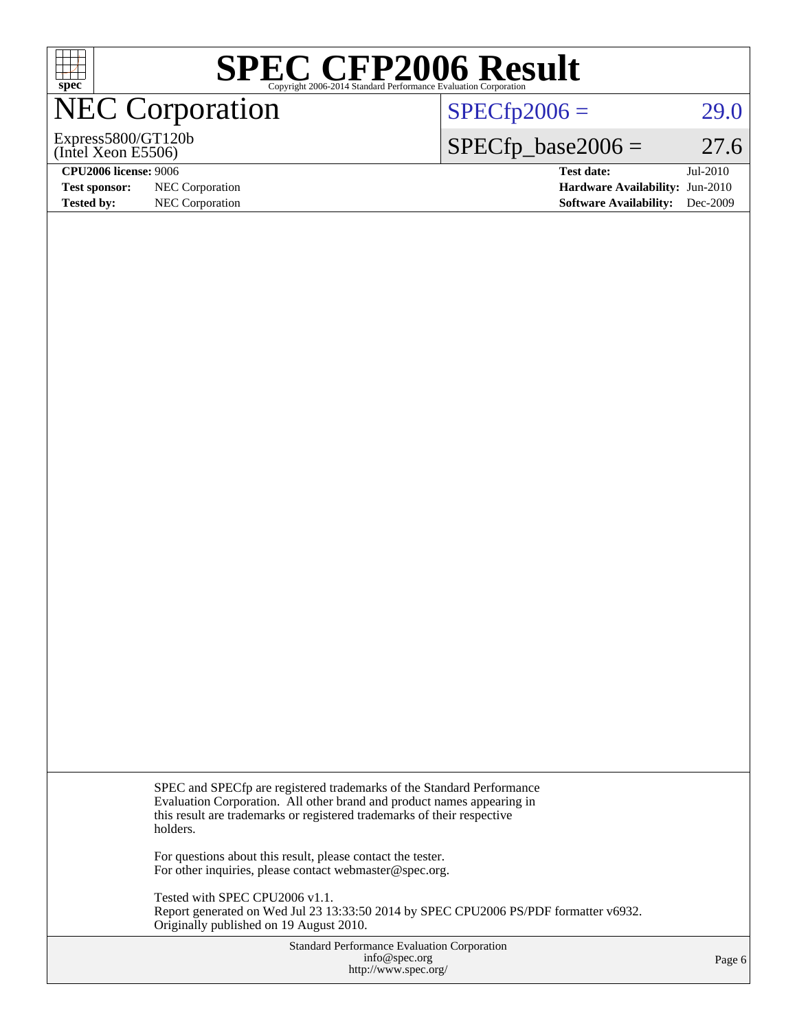SPEC and SPECfp are registered trademarks of the Standard Performance Evaluation Corporation. All other brand and product names appearing in this result are trademarks or registered trademarks of their respective holders.

For questions about this result, please contact the tester.
For other inquiries, please contact webmaster@spec.org.

Tested with SPEC CPU2006 v1.1.
Report generated on Wed Jul 23 13:33:50 2014 by SPEC CPU2006 PS/PDF formatter v6932.
Originally published on 19 August 2010.